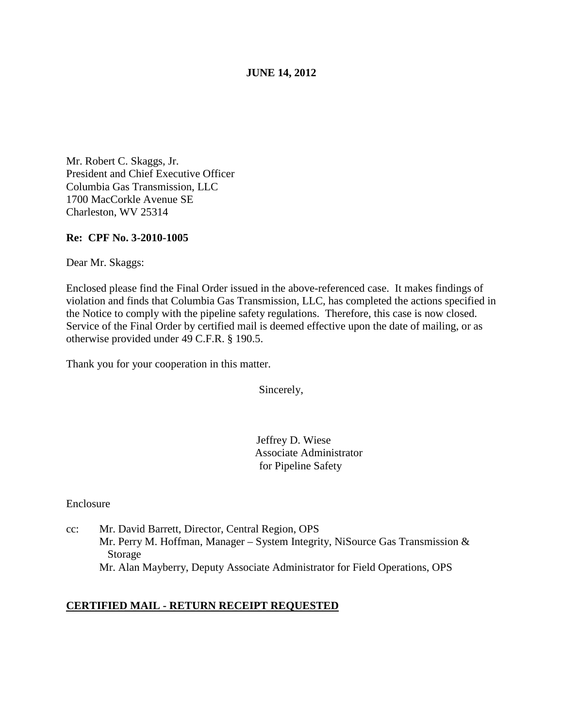**JUNE 14, 2012**

Mr. Robert C. Skaggs, Jr.
President and Chief Executive Officer
Columbia Gas Transmission, LLC
1700 MacCorkle Avenue SE
Charleston, WV 25314

**Re: CPF No. 3-2010-1005**

Dear Mr. Skaggs:

Enclosed please find the Final Order issued in the above-referenced case. It makes findings of violation and finds that Columbia Gas Transmission, LLC, has completed the actions specified in the Notice to comply with the pipeline safety regulations. Therefore, this case is now closed. Service of the Final Order by certified mail is deemed effective upon the date of mailing, or as otherwise provided under 49 C.F.R. § 190.5.

Thank you for your cooperation in this matter.

Sincerely,

Jeffrey D. Wiese
Associate Administrator
for Pipeline Safety

Enclosure

cc: Mr. David Barrett, Director, Central Region, OPS
Mr. Perry M. Hoffman, Manager – System Integrity, NiSource Gas Transmission & Storage
Mr. Alan Mayberry, Deputy Associate Administrator for Field Operations, OPS

**CERTIFIED MAIL - RETURN RECEIPT REQUESTED**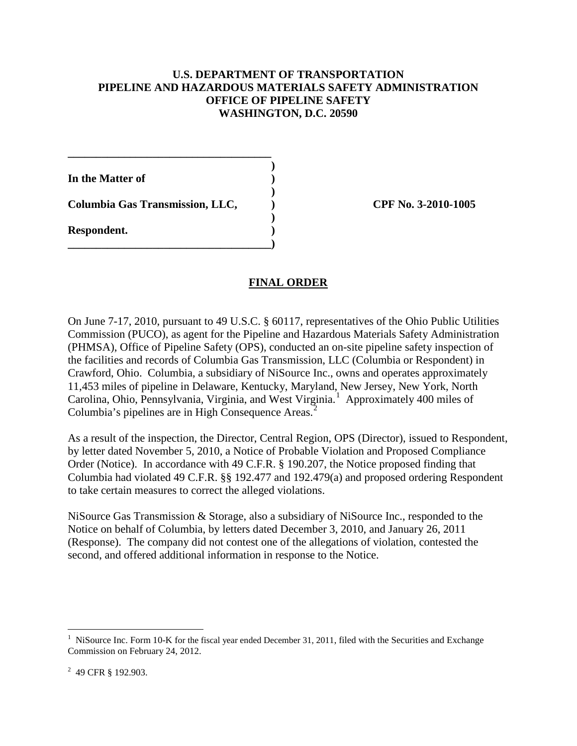**U.S. DEPARTMENT OF TRANSPORTATION**
**PIPELINE AND HAZARDOUS MATERIALS SAFETY ADMINISTRATION**
**OFFICE OF PIPELINE SAFETY**
**WASHINGTON, D.C. 20590**

**In the Matter of**

**Columbia Gas Transmission, LLC,**

**Respondent.**

**CPF No. 3-2010-1005**

## FINAL ORDER

On June 7-17, 2010, pursuant to 49 U.S.C. § 60117, representatives of the Ohio Public Utilities Commission (PUCO), as agent for the Pipeline and Hazardous Materials Safety Administration (PHMSA), Office of Pipeline Safety (OPS), conducted an on-site pipeline safety inspection of the facilities and records of Columbia Gas Transmission, LLC (Columbia or Respondent) in Crawford, Ohio. Columbia, a subsidiary of NiSource Inc., owns and operates approximately 11,453 miles of pipeline in Delaware, Kentucky, Maryland, New Jersey, New York, North Carolina, Ohio, Pennsylvania, Virginia, and West Virginia.[1] Approximately 400 miles of Columbia's pipelines are in High Consequence Areas.[2]

As a result of the inspection, the Director, Central Region, OPS (Director), issued to Respondent, by letter dated November 5, 2010, a Notice of Probable Violation and Proposed Compliance Order (Notice). In accordance with 49 C.F.R. § 190.207, the Notice proposed finding that Columbia had violated 49 C.F.R. §§ 192.477 and 192.479(a) and proposed ordering Respondent to take certain measures to correct the alleged violations.

NiSource Gas Transmission & Storage, also a subsidiary of NiSource Inc., responded to the Notice on behalf of Columbia, by letters dated December 3, 2010, and January 26, 2011 (Response). The company did not contest one of the allegations of violation, contested the second, and offered additional information in response to the Notice.

---

[1] NiSource Inc. Form 10-K for the fiscal year ended December 31, 2011, filed with the Securities and Exchange Commission on February 24, 2012.

[2] 49 CFR § 192.903.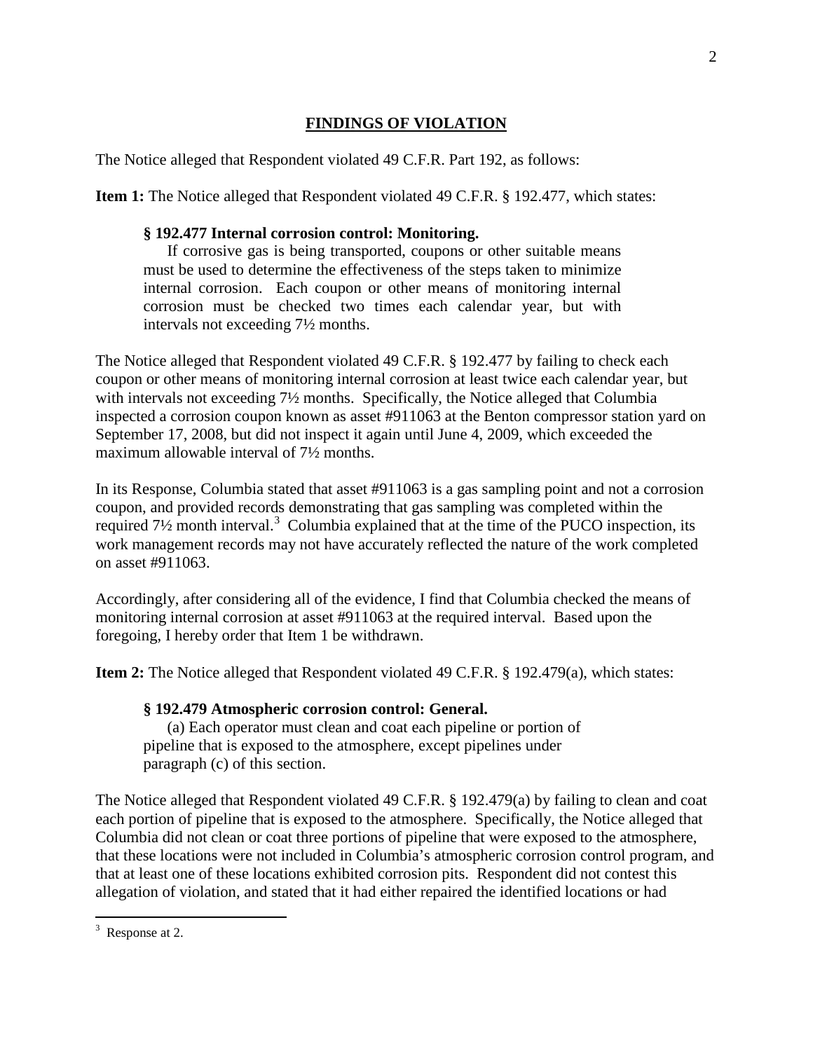## FINDINGS OF VIOLATION

The Notice alleged that Respondent violated 49 C.F.R. Part 192, as follows:

**Item 1:** The Notice alleged that Respondent violated 49 C.F.R. § 192.477, which states:

> **§ 192.477 Internal corrosion control: Monitoring.**
>
> If corrosive gas is being transported, coupons or other suitable means must be used to determine the effectiveness of the steps taken to minimize internal corrosion. Each coupon or other means of monitoring internal corrosion must be checked two times each calendar year, but with intervals not exceeding 7½ months.

The Notice alleged that Respondent violated 49 C.F.R. § 192.477 by failing to check each coupon or other means of monitoring internal corrosion at least twice each calendar year, but with intervals not exceeding 7½ months. Specifically, the Notice alleged that Columbia inspected a corrosion coupon known as asset #911063 at the Benton compressor station yard on September 17, 2008, but did not inspect it again until June 4, 2009, which exceeded the maximum allowable interval of 7½ months.

In its Response, Columbia stated that asset #911063 is a gas sampling point and not a corrosion coupon, and provided records demonstrating that gas sampling was completed within the required 7½ month interval.[3] Columbia explained that at the time of the PUCO inspection, its work management records may not have accurately reflected the nature of the work completed on asset #911063.

Accordingly, after considering all of the evidence, I find that Columbia checked the means of monitoring internal corrosion at asset #911063 at the required interval. Based upon the foregoing, I hereby order that Item 1 be withdrawn.

**Item 2:** The Notice alleged that Respondent violated 49 C.F.R. § 192.479(a), which states:

> **§ 192.479 Atmospheric corrosion control: General.**
>
> (a) Each operator must clean and coat each pipeline or portion of pipeline that is exposed to the atmosphere, except pipelines under paragraph (c) of this section.

The Notice alleged that Respondent violated 49 C.F.R. § 192.479(a) by failing to clean and coat each portion of pipeline that is exposed to the atmosphere. Specifically, the Notice alleged that Columbia did not clean or coat three portions of pipeline that were exposed to the atmosphere, that these locations were not included in Columbia's atmospheric corrosion control program, and that at least one of these locations exhibited corrosion pits. Respondent did not contest this allegation of violation, and stated that it had either repaired the identified locations or had

[3] Response at 2.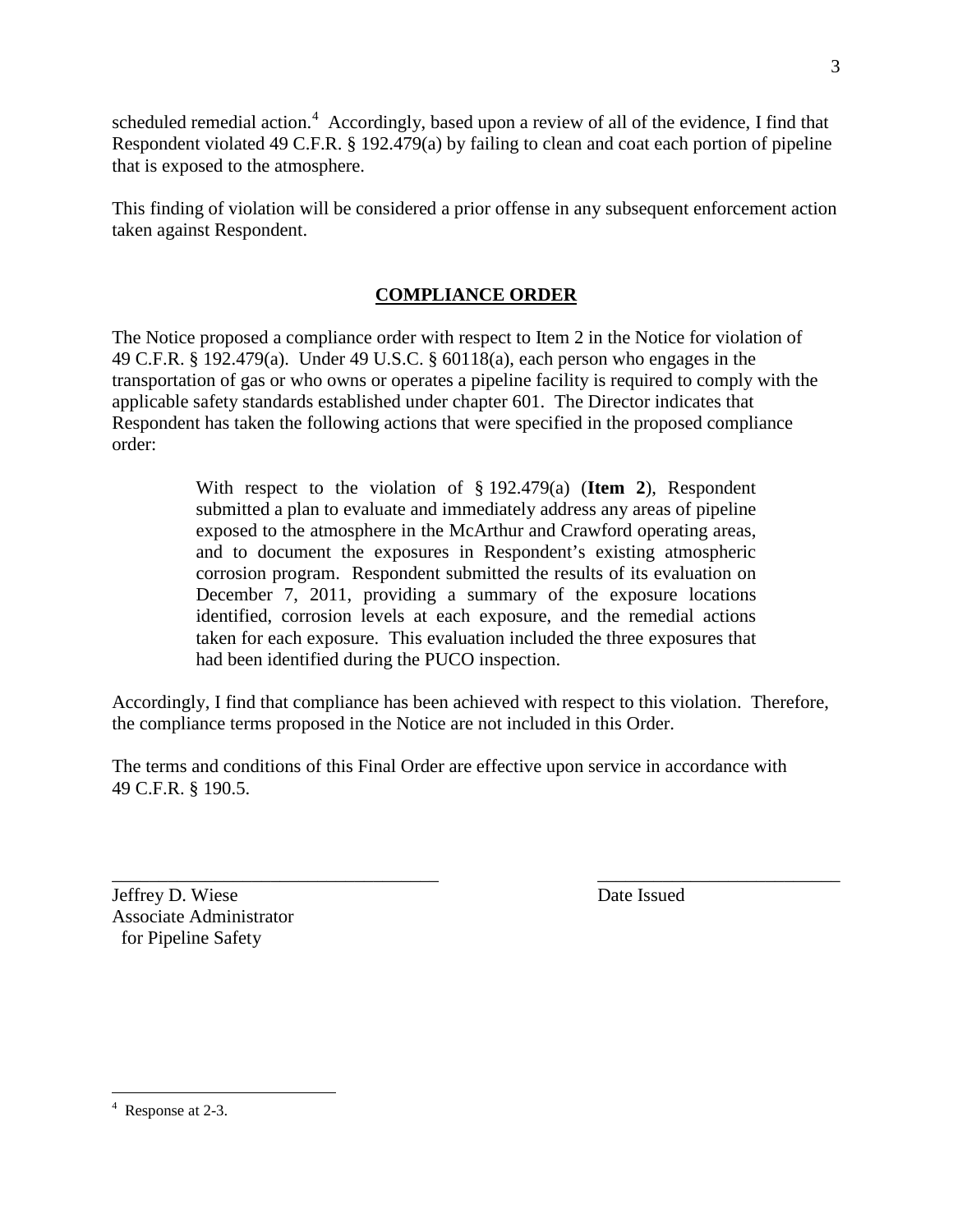scheduled remedial action.[4] Accordingly, based upon a review of all of the evidence, I find that Respondent violated 49 C.F.R. § 192.479(a) by failing to clean and coat each portion of pipeline that is exposed to the atmosphere.

This finding of violation will be considered a prior offense in any subsequent enforcement action taken against Respondent.

## COMPLIANCE ORDER

The Notice proposed a compliance order with respect to Item 2 in the Notice for violation of 49 C.F.R. § 192.479(a). Under 49 U.S.C. § 60118(a), each person who engages in the transportation of gas or who owns or operates a pipeline facility is required to comply with the applicable safety standards established under chapter 601. The Director indicates that Respondent has taken the following actions that were specified in the proposed compliance order:

> With respect to the violation of § 192.479(a) (**Item 2**), Respondent submitted a plan to evaluate and immediately address any areas of pipeline exposed to the atmosphere in the McArthur and Crawford operating areas, and to document the exposures in Respondent's existing atmospheric corrosion program. Respondent submitted the results of its evaluation on December 7, 2011, providing a summary of the exposure locations identified, corrosion levels at each exposure, and the remedial actions taken for each exposure. This evaluation included the three exposures that had been identified during the PUCO inspection.

Accordingly, I find that compliance has been achieved with respect to this violation. Therefore, the compliance terms proposed in the Notice are not included in this Order.

The terms and conditions of this Final Order are effective upon service in accordance with 49 C.F.R. § 190.5.

\_\_\_\_\_\_\_\_\_\_\_\_\_\_\_\_\_\_\_\_\_\_\_\_\_\_\_\_\_\_\_\_\_\_
Jeffrey D. Wiese
Associate Administrator
for Pipeline Safety

\_\_\_\_\_\_\_\_\_\_\_\_\_\_\_\_\_\_\_\_\_\_\_\_\_\_
Date Issued

---

[4] Response at 2-3.